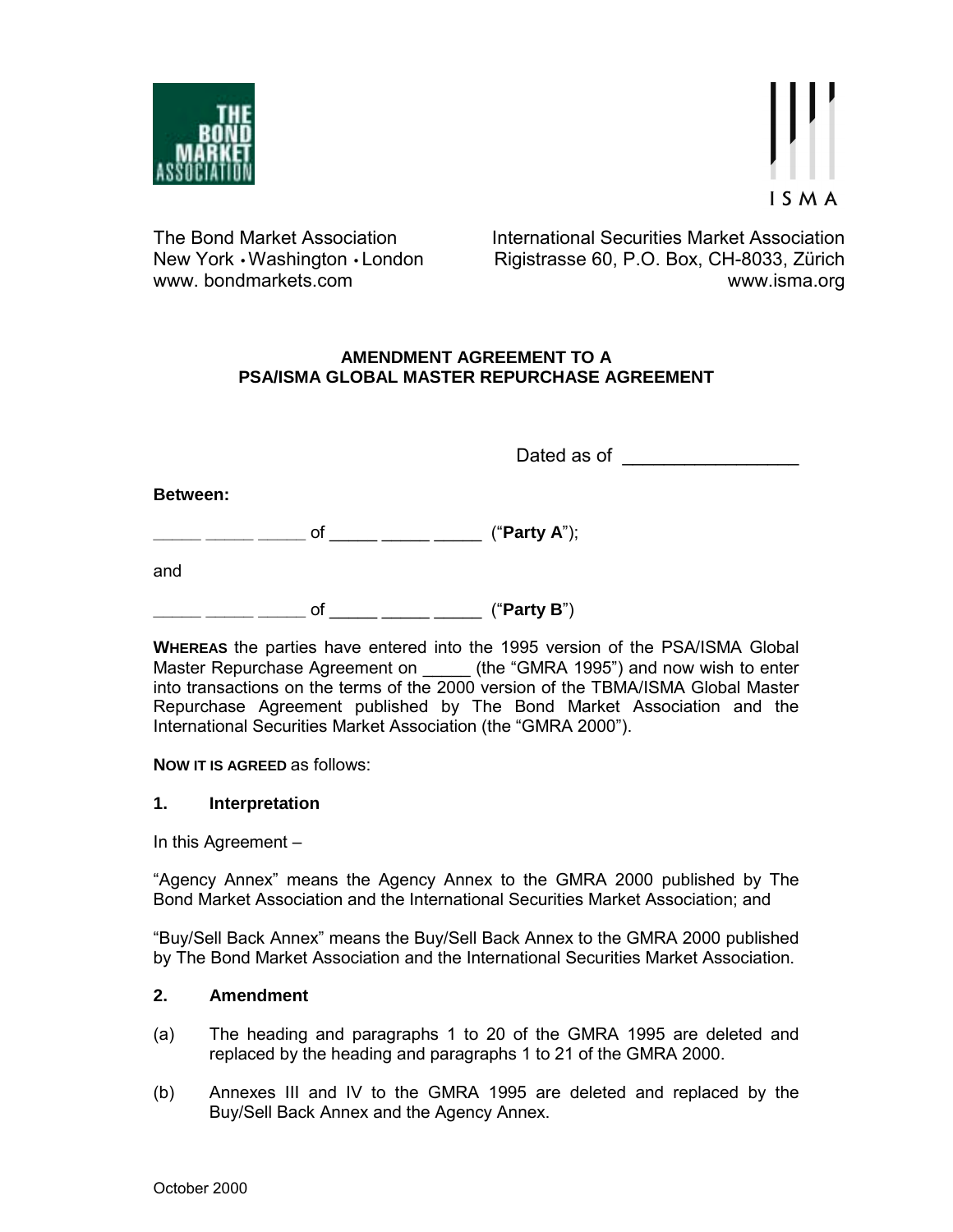The Bond Market Association
New York • Washington • London
www. bondmarkets.com

International Securities Market Association
Rigistrasse 60, P.O. Box, CH-8033, Zürich
www.isma.org

## AMENDMENT AGREEMENT TO A PSA/ISMA GLOBAL MASTER REPURCHASE AGREEMENT

Dated as of _________________

**Between:**

_____ _____ _____ of _____ _____ _____ (“**Party A**”);

and

_____ _____ _____ of _____ _____ _____ (“**Party B**”)

**WHEREAS** the parties have entered into the 1995 version of the PSA/ISMA Global Master Repurchase Agreement on _____ (the “GMRA 1995”) and now wish to enter into transactions on the terms of the 2000 version of the TBMA/ISMA Global Master Repurchase Agreement published by The Bond Market Association and the International Securities Market Association (the “GMRA 2000”).

**NOW IT IS AGREED** as follows:

### 1. Interpretation

In this Agreement –

“Agency Annex” means the Agency Annex to the GMRA 2000 published by The Bond Market Association and the International Securities Market Association; and

“Buy/Sell Back Annex” means the Buy/Sell Back Annex to the GMRA 2000 published by The Bond Market Association and the International Securities Market Association.

### 2. Amendment

(a) The heading and paragraphs 1 to 20 of the GMRA 1995 are deleted and replaced by the heading and paragraphs 1 to 21 of the GMRA 2000.

(b) Annexes III and IV to the GMRA 1995 are deleted and replaced by the Buy/Sell Back Annex and the Agency Annex.

October 2000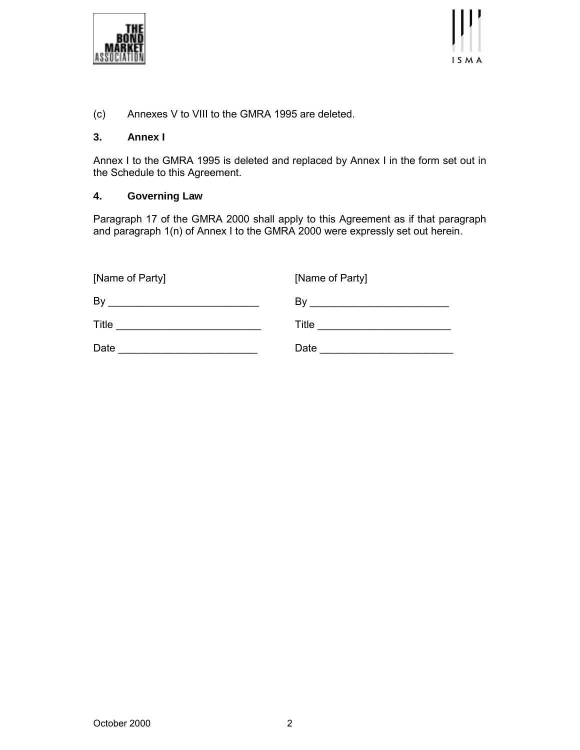(c) Annexes V to VIII to the GMRA 1995 are deleted.

### 3. Annex I

Annex I to the GMRA 1995 is deleted and replaced by Annex I in the form set out in the Schedule to this Agreement.

### 4. Governing Law

Paragraph 17 of the GMRA 2000 shall apply to this Agreement as if that paragraph and paragraph 1(n) of Annex I to the GMRA 2000 were expressly set out herein.

| [Name of Party] | [Name of Party] |
|---|---|
| By _________________________ | By _______________________ |
| Title ________________________ | Title ______________________ |
| Date _______________________ | Date ______________________ |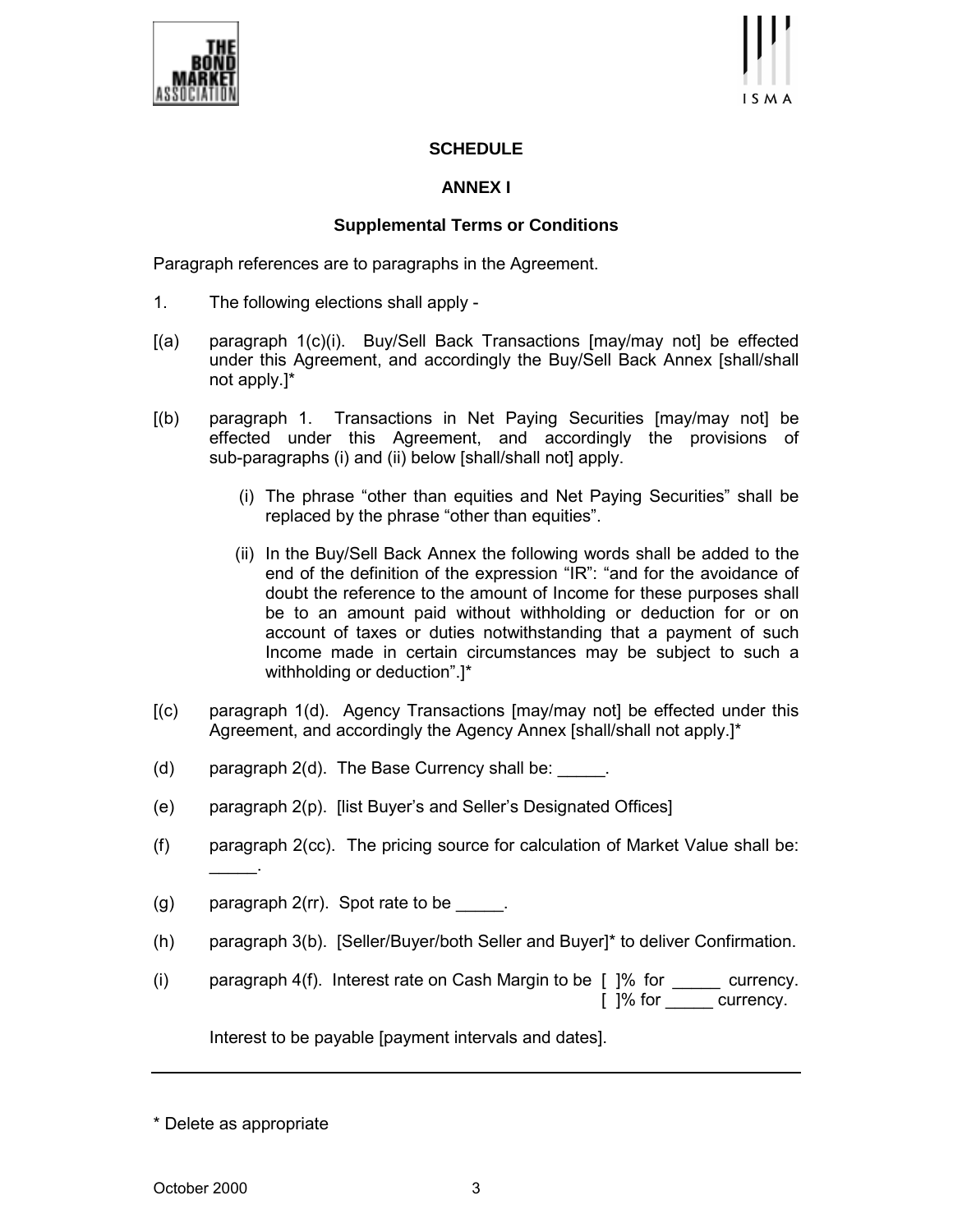## SCHEDULE

## ANNEX I

### Supplemental Terms or Conditions

Paragraph references are to paragraphs in the Agreement.

1. The following elections shall apply -

[(a) paragraph 1(c)(i). Buy/Sell Back Transactions [may/may not] be effected under this Agreement, and accordingly the Buy/Sell Back Annex [shall/shall not apply.]*

[(b) paragraph 1. Transactions in Net Paying Securities [may/may not] be effected under this Agreement, and accordingly the provisions of sub-paragraphs (i) and (ii) below [shall/shall not] apply.

(i) The phrase "other than equities and Net Paying Securities" shall be replaced by the phrase "other than equities".

(ii) In the Buy/Sell Back Annex the following words shall be added to the end of the definition of the expression "IR": "and for the avoidance of doubt the reference to the amount of Income for these purposes shall be to an amount paid without withholding or deduction for or on account of taxes or duties notwithstanding that a payment of such Income made in certain circumstances may be subject to such a withholding or deduction".]*

[(c) paragraph 1(d). Agency Transactions [may/may not] be effected under this Agreement, and accordingly the Agency Annex [shall/shall not apply.]*

(d) paragraph 2(d). The Base Currency shall be: _____.

(e) paragraph 2(p). [list Buyer's and Seller's Designated Offices]

(f) paragraph 2(cc). The pricing source for calculation of Market Value shall be: _____.

(g) paragraph 2(rr). Spot rate to be _____.

(h) paragraph 3(b). [Seller/Buyer/both Seller and Buyer]* to deliver Confirmation.

(i) paragraph 4(f). Interest rate on Cash Margin to be [ ]% for _____ currency.
[ ]% for _____ currency.

Interest to be payable [payment intervals and dates].

---

\* Delete as appropriate

October 2000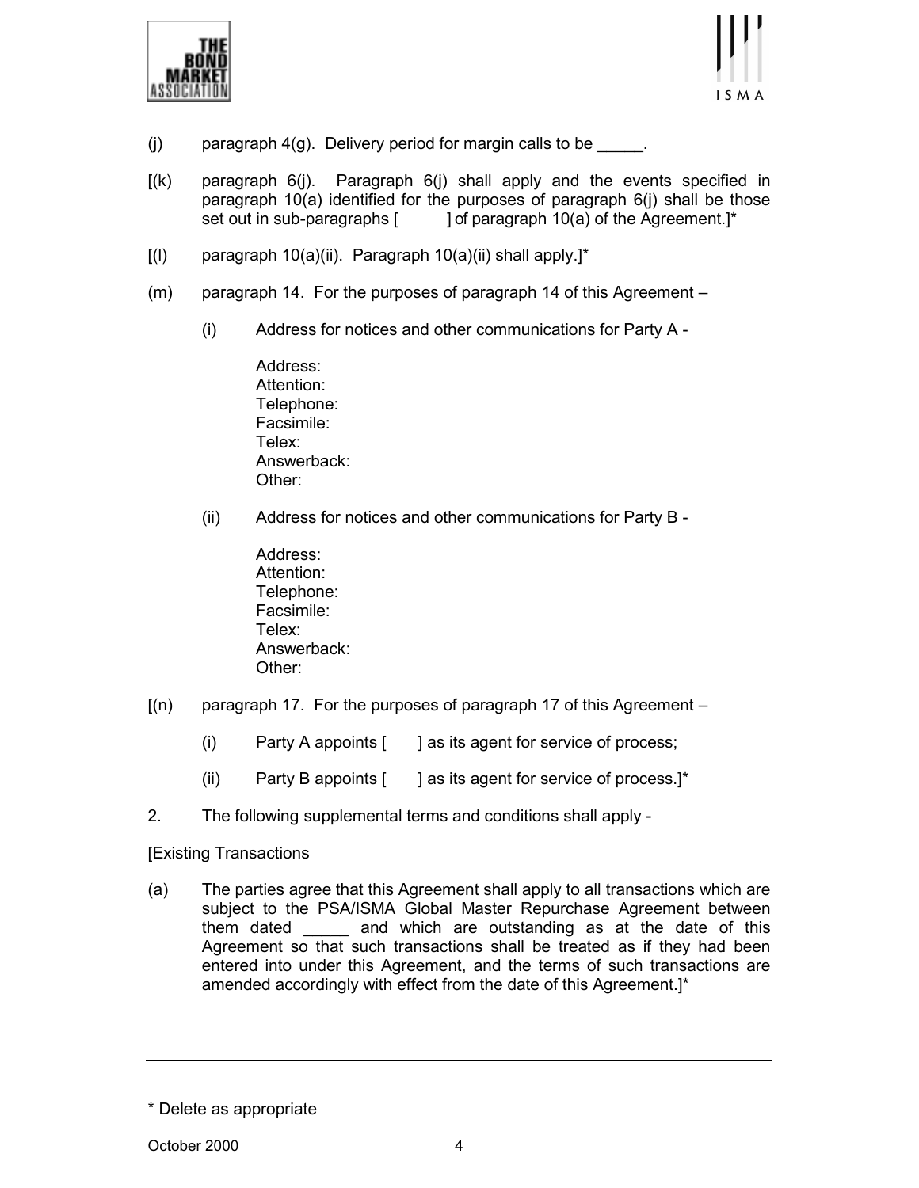(j) paragraph 4(g). Delivery period for margin calls to be _____.

[(k) paragraph 6(j). Paragraph 6(j) shall apply and the events specified in paragraph 10(a) identified for the purposes of paragraph 6(j) shall be those set out in sub-paragraphs [ ] of paragraph 10(a) of the Agreement.]*

[(l) paragraph 10(a)(ii). Paragraph 10(a)(ii) shall apply.]*

(m) paragraph 14. For the purposes of paragraph 14 of this Agreement –

  (i) Address for notices and other communications for Party A -

    Address:
    Attention:
    Telephone:
    Facsimile:
    Telex:
    Answerback:
    Other:

  (ii) Address for notices and other communications for Party B -

    Address:
    Attention:
    Telephone:
    Facsimile:
    Telex:
    Answerback:
    Other:

[(n) paragraph 17. For the purposes of paragraph 17 of this Agreement –

  (i) Party A appoints [ ] as its agent for service of process;

  (ii) Party B appoints [ ] as its agent for service of process.]*

2. The following supplemental terms and conditions shall apply -

[Existing Transactions

(a) The parties agree that this Agreement shall apply to all transactions which are subject to the PSA/ISMA Global Master Repurchase Agreement between them dated _____ and which are outstanding as at the date of this Agreement so that such transactions shall be treated as if they had been entered into under this Agreement, and the terms of such transactions are amended accordingly with effect from the date of this Agreement.]*

---

* Delete as appropriate

October 2000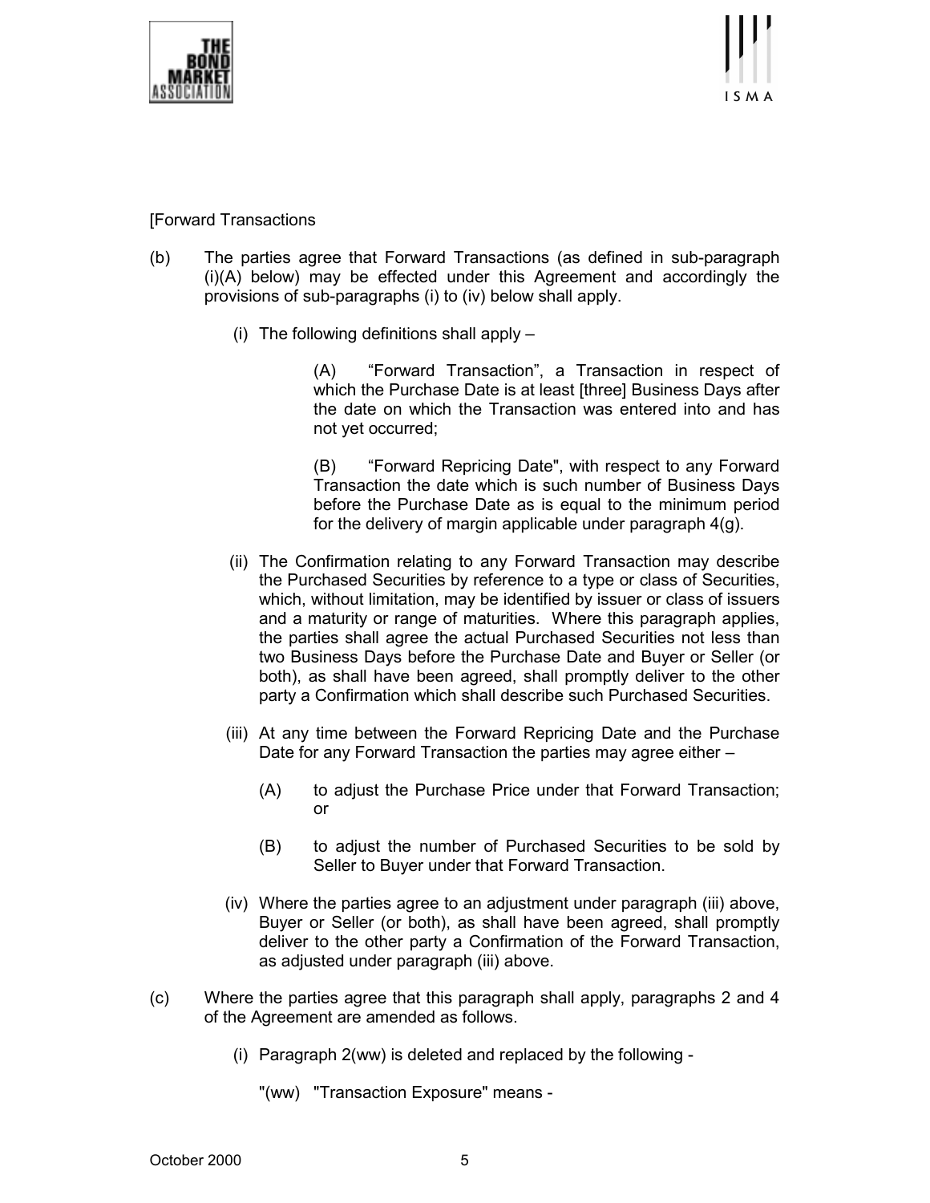[Forward Transactions

(b) The parties agree that Forward Transactions (as defined in sub-paragraph (i)(A) below) may be effected under this Agreement and accordingly the provisions of sub-paragraphs (i) to (iv) below shall apply.

(i) The following definitions shall apply –

(A) "Forward Transaction", a Transaction in respect of which the Purchase Date is at least [three] Business Days after the date on which the Transaction was entered into and has not yet occurred;

(B) "Forward Repricing Date", with respect to any Forward Transaction the date which is such number of Business Days before the Purchase Date as is equal to the minimum period for the delivery of margin applicable under paragraph 4(g).

(ii) The Confirmation relating to any Forward Transaction may describe the Purchased Securities by reference to a type or class of Securities, which, without limitation, may be identified by issuer or class of issuers and a maturity or range of maturities. Where this paragraph applies, the parties shall agree the actual Purchased Securities not less than two Business Days before the Purchase Date and Buyer or Seller (or both), as shall have been agreed, shall promptly deliver to the other party a Confirmation which shall describe such Purchased Securities.

(iii) At any time between the Forward Repricing Date and the Purchase Date for any Forward Transaction the parties may agree either –

(A) to adjust the Purchase Price under that Forward Transaction; or

(B) to adjust the number of Purchased Securities to be sold by Seller to Buyer under that Forward Transaction.

(iv) Where the parties agree to an adjustment under paragraph (iii) above, Buyer or Seller (or both), as shall have been agreed, shall promptly deliver to the other party a Confirmation of the Forward Transaction, as adjusted under paragraph (iii) above.

(c) Where the parties agree that this paragraph shall apply, paragraphs 2 and 4 of the Agreement are amended as follows.

(i) Paragraph 2(ww) is deleted and replaced by the following -

"(ww) "Transaction Exposure" means -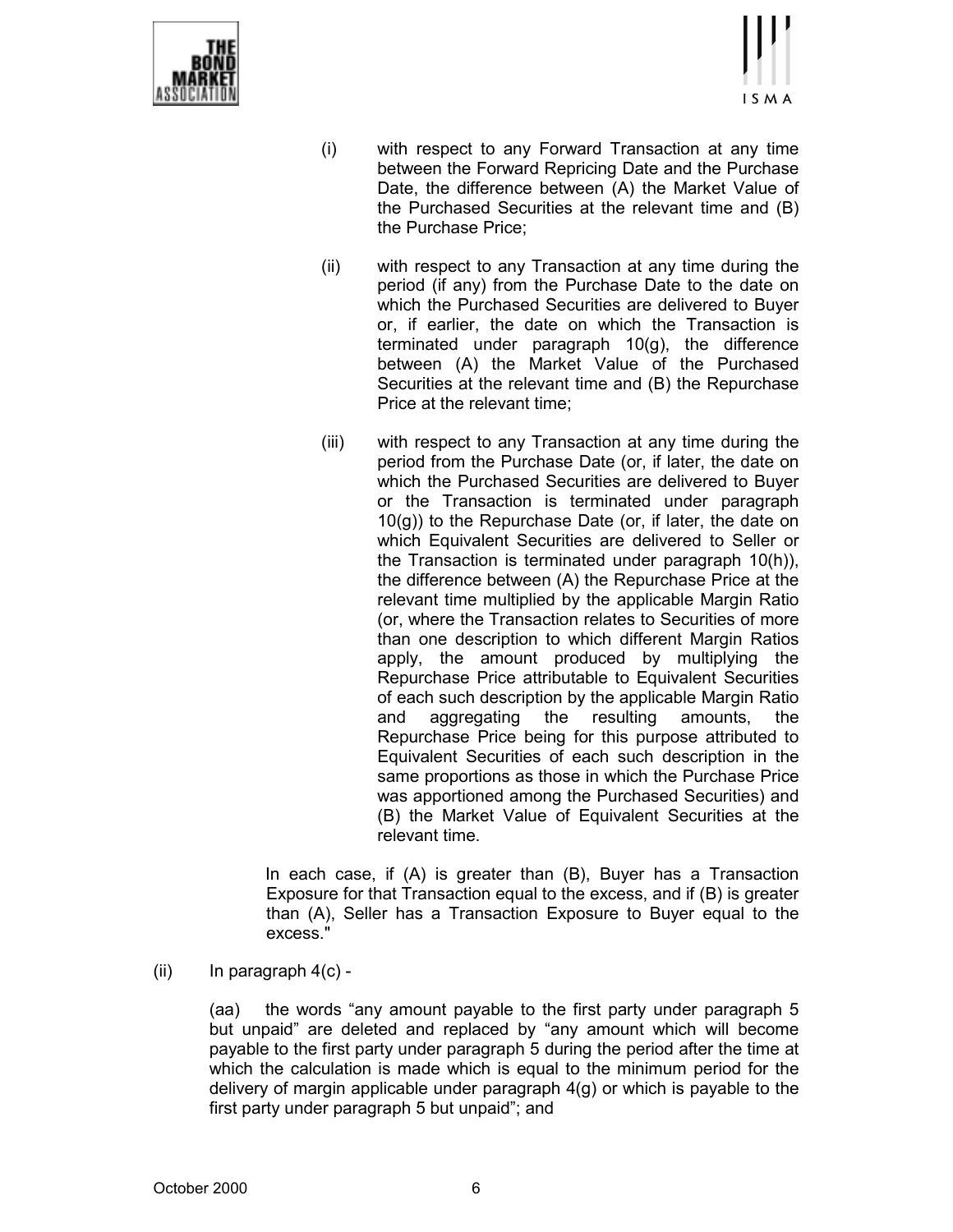(i) with respect to any Forward Transaction at any time between the Forward Repricing Date and the Purchase Date, the difference between (A) the Market Value of the Purchased Securities at the relevant time and (B) the Purchase Price;

(ii) with respect to any Transaction at any time during the period (if any) from the Purchase Date to the date on which the Purchased Securities are delivered to Buyer or, if earlier, the date on which the Transaction is terminated under paragraph 10(g), the difference between (A) the Market Value of the Purchased Securities at the relevant time and (B) the Repurchase Price at the relevant time;

(iii) with respect to any Transaction at any time during the period from the Purchase Date (or, if later, the date on which the Purchased Securities are delivered to Buyer or the Transaction is terminated under paragraph 10(g)) to the Repurchase Date (or, if later, the date on which Equivalent Securities are delivered to Seller or the Transaction is terminated under paragraph 10(h)), the difference between (A) the Repurchase Price at the relevant time multiplied by the applicable Margin Ratio (or, where the Transaction relates to Securities of more than one description to which different Margin Ratios apply, the amount produced by multiplying the Repurchase Price attributable to Equivalent Securities of each such description by the applicable Margin Ratio and aggregating the resulting amounts, the Repurchase Price being for this purpose attributed to Equivalent Securities of each such description in the same proportions as those in which the Purchase Price was apportioned among the Purchased Securities) and (B) the Market Value of Equivalent Securities at the relevant time.

In each case, if (A) is greater than (B), Buyer has a Transaction Exposure for that Transaction equal to the excess, and if (B) is greater than (A), Seller has a Transaction Exposure to Buyer equal to the excess."

(ii) In paragraph 4(c) -

(aa) the words "any amount payable to the first party under paragraph 5 but unpaid" are deleted and replaced by "any amount which will become payable to the first party under paragraph 5 during the period after the time at which the calculation is made which is equal to the minimum period for the delivery of margin applicable under paragraph 4(g) or which is payable to the first party under paragraph 5 but unpaid"; and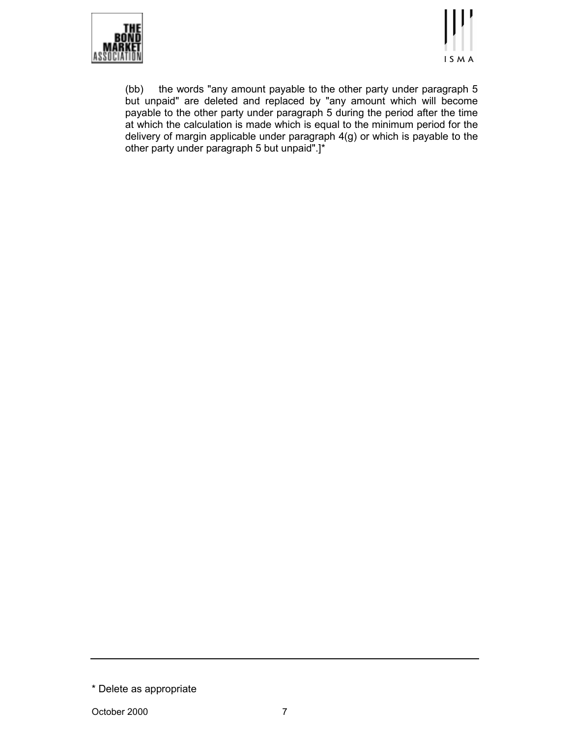(bb) the words "any amount payable to the other party under paragraph 5 but unpaid" are deleted and replaced by "any amount which will become payable to the other party under paragraph 5 during the period after the time at which the calculation is made which is equal to the minimum period for the delivery of margin applicable under paragraph 4(g) or which is payable to the other party under paragraph 5 but unpaid".]*

* Delete as appropriate